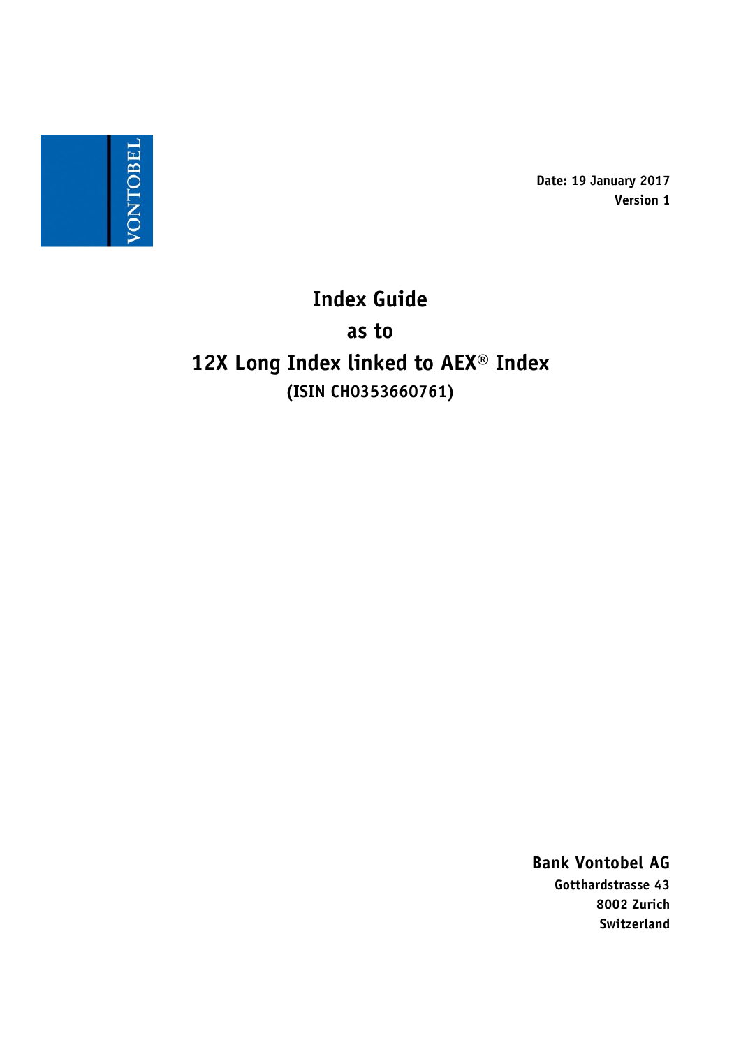VONTOBEL

**Date: 19 January 2017**
**Version 1**

# Index Guide

# as to

# 12X Long Index linked to AEX® Index

**(ISIN CH0353660761)**

**Bank Vontobel AG**
**Gotthardstrasse 43**
**8002 Zurich**
**Switzerland**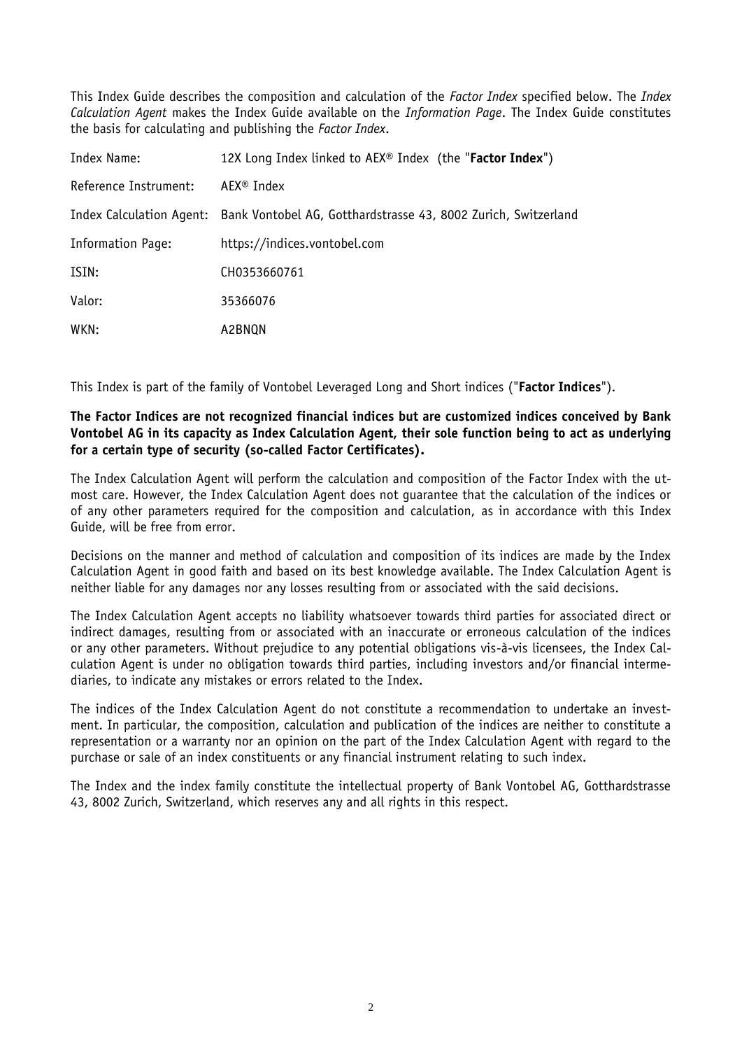This Index Guide describes the composition and calculation of the *Factor Index* specified below. The *Index Calculation Agent* makes the Index Guide available on the *Information Page*. The Index Guide constitutes the basis for calculating and publishing the *Factor Index*.

| | |
|---|---|
| Index Name: | 12X Long Index linked to AEX® Index (the "**Factor Index**") |
| Reference Instrument: | AEX® Index |
| Index Calculation Agent: | Bank Vontobel AG, Gotthardstrasse 43, 8002 Zurich, Switzerland |
| Information Page: | https://indices.vontobel.com |
| ISIN: | CH0353660761 |
| Valor: | 35366076 |
| WKN: | A2BNQN |

This Index is part of the family of Vontobel Leveraged Long and Short indices ("**Factor Indices**").

**The Factor Indices are not recognized financial indices but are customized indices conceived by Bank Vontobel AG in its capacity as Index Calculation Agent, their sole function being to act as underlying for a certain type of security (so-called Factor Certificates).**

The Index Calculation Agent will perform the calculation and composition of the Factor Index with the utmost care. However, the Index Calculation Agent does not guarantee that the calculation of the indices or of any other parameters required for the composition and calculation, as in accordance with this Index Guide, will be free from error.

Decisions on the manner and method of calculation and composition of its indices are made by the Index Calculation Agent in good faith and based on its best knowledge available. The Index Calculation Agent is neither liable for any damages nor any losses resulting from or associated with the said decisions.

The Index Calculation Agent accepts no liability whatsoever towards third parties for associated direct or indirect damages, resulting from or associated with an inaccurate or erroneous calculation of the indices or any other parameters. Without prejudice to any potential obligations vis-à-vis licensees, the Index Calculation Agent is under no obligation towards third parties, including investors and/or financial intermediaries, to indicate any mistakes or errors related to the Index.

The indices of the Index Calculation Agent do not constitute a recommendation to undertake an investment. In particular, the composition, calculation and publication of the indices are neither to constitute a representation or a warranty nor an opinion on the part of the Index Calculation Agent with regard to the purchase or sale of an index constituents or any financial instrument relating to such index.

The Index and the index family constitute the intellectual property of Bank Vontobel AG, Gotthardstrasse 43, 8002 Zurich, Switzerland, which reserves any and all rights in this respect.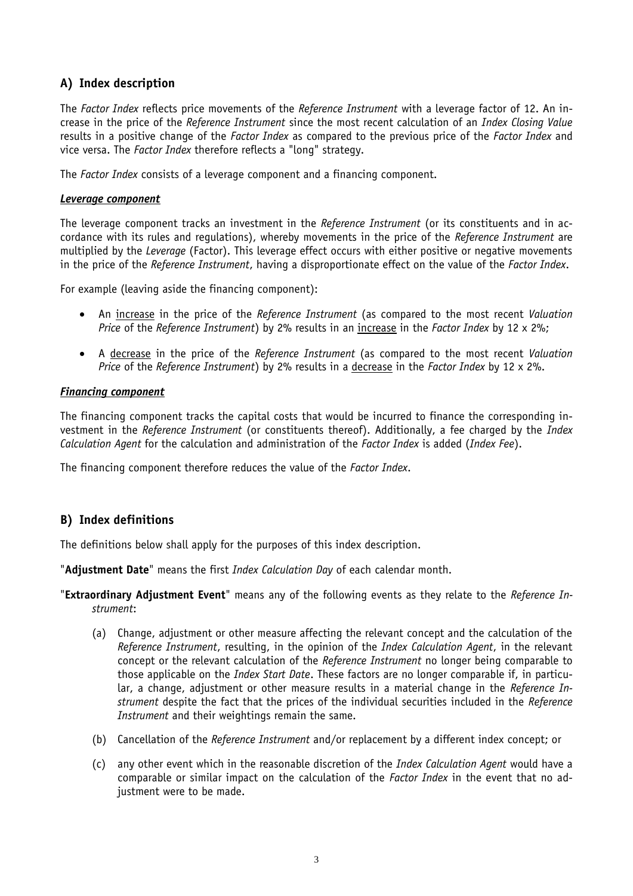## A) Index description

The *Factor Index* reflects price movements of the *Reference Instrument* with a leverage factor of 12. An increase in the price of the *Reference Instrument* since the most recent calculation of an *Index Closing Value* results in a positive change of the *Factor Index* as compared to the previous price of the *Factor Index* and vice versa. The *Factor Index* therefore reflects a "long" strategy.

The *Factor Index* consists of a leverage component and a financing component.

### ***Leverage component***

The leverage component tracks an investment in the *Reference Instrument* (or its constituents and in accordance with its rules and regulations), whereby movements in the price of the *Reference Instrument* are multiplied by the *Leverage* (Factor). This leverage effect occurs with either positive or negative movements in the price of the *Reference Instrument*, having a disproportionate effect on the value of the *Factor Index*.

For example (leaving aside the financing component):

- An increase in the price of the *Reference Instrument* (as compared to the most recent *Valuation Price* of the *Reference Instrument*) by 2% results in an increase in the *Factor Index* by 12 x 2%;
- A decrease in the price of the *Reference Instrument* (as compared to the most recent *Valuation Price* of the *Reference Instrument*) by 2% results in a decrease in the *Factor Index* by 12 x 2%.

### ***Financing component***

The financing component tracks the capital costs that would be incurred to finance the corresponding investment in the *Reference Instrument* (or constituents thereof). Additionally, a fee charged by the *Index Calculation Agent* for the calculation and administration of the *Factor Index* is added (*Index Fee*).

The financing component therefore reduces the value of the *Factor Index*.

## B) Index definitions

The definitions below shall apply for the purposes of this index description.

"**Adjustment Date**" means the first *Index Calculation Day* of each calendar month.

"**Extraordinary Adjustment Event**" means any of the following events as they relate to the *Reference Instrument*:

(a) Change, adjustment or other measure affecting the relevant concept and the calculation of the *Reference Instrument*, resulting, in the opinion of the *Index Calculation Agent*, in the relevant concept or the relevant calculation of the *Reference Instrument* no longer being comparable to those applicable on the *Index Start Date*. These factors are no longer comparable if, in particular, a change, adjustment or other measure results in a material change in the *Reference Instrument* despite the fact that the prices of the individual securities included in the *Reference Instrument* and their weightings remain the same.

(b) Cancellation of the *Reference Instrument* and/or replacement by a different index concept; or

(c) any other event which in the reasonable discretion of the *Index Calculation Agent* would have a comparable or similar impact on the calculation of the *Factor Index* in the event that no adjustment were to be made.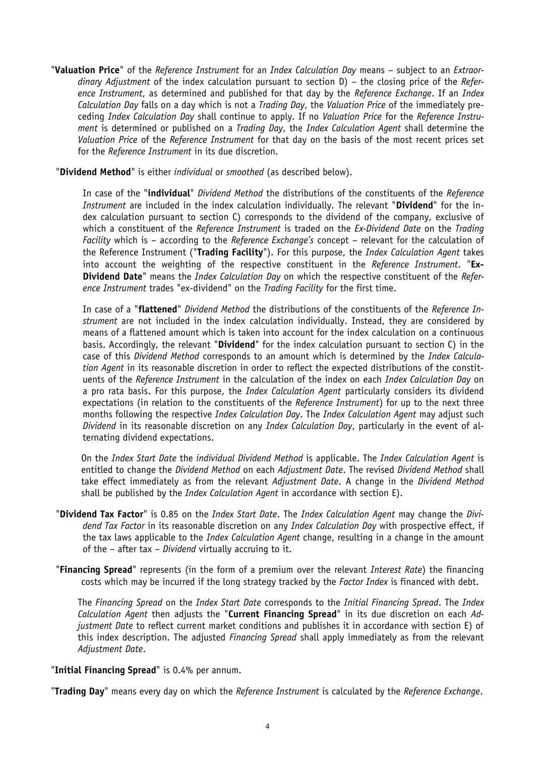"**Valuation Price**" of the *Reference Instrument* for an *Index Calculation Day* means – subject to an *Extraordinary Adjustment* of the index calculation pursuant to section D) – the closing price of the *Reference Instrument*, as determined and published for that day by the *Reference Exchange*. If an *Index Calculation Day* falls on a day which is not a *Trading Day*, the *Valuation Price* of the immediately preceding *Index Calculation Day* shall continue to apply. If no *Valuation Price* for the *Reference Instrument* is determined or published on a *Trading Day*, the *Index Calculation Agent* shall determine the *Valuation Price* of the *Reference Instrument* for that day on the basis of the most recent prices set for the *Reference Instrument* in its due discretion.

"**Dividend Method**" is either *individual* or *smoothed* (as described below).

In case of the "**individual**" *Dividend Method* the distributions of the constituents of the *Reference Instrument* are included in the index calculation individually. The relevant "**Dividend**" for the index calculation pursuant to section C) corresponds to the dividend of the company, exclusive of which a constituent of the *Reference Instrument* is traded on the *Ex-Dividend Date* on the *Trading Facility* which is – according to the *Reference Exchange's* concept – relevant for the calculation of the Reference Instrument ("**Trading Facility**"). For this purpose, the *Index Calculation Agent* takes into account the weighting of the respective constituent in the *Reference Instrument*. "**Ex-Dividend Date**" means the *Index Calculation Day* on which the respective constituent of the *Reference Instrument* trades "ex-dividend" on the *Trading Facility* for the first time.

In case of a "**flattened**" *Dividend Method* the distributions of the constituents of the *Reference Instrument* are not included in the index calculation individually. Instead, they are considered by means of a flattened amount which is taken into account for the index calculation on a continuous basis. Accordingly, the relevant "**Dividend**" for the index calculation pursuant to section C) in the case of this *Dividend Method* corresponds to an amount which is determined by the *Index Calculation Agent* in its reasonable discretion in order to reflect the expected distributions of the constituents of the *Reference Instrument* in the calculation of the index on each *Index Calculation Day* on a pro rata basis. For this purpose, the *Index Calculation Agent* particularly considers its dividend expectations (in relation to the constituents of the *Reference Instrument*) for up to the next three months following the respective *Index Calculation Day*. The *Index Calculation Agent* may adjust such *Dividend* in its reasonable discretion on any *Index Calculation Day*, particularly in the event of alternating dividend expectations.

On the *Index Start Date* the *individual Dividend Method* is applicable. The *Index Calculation Agent* is entitled to change the *Dividend Method* on each *Adjustment Date*. The revised *Dividend Method* shall take effect immediately as from the relevant *Adjustment Date*. A change in the *Dividend Method* shall be published by the *Index Calculation Agent* in accordance with section E).

"**Dividend Tax Factor**" is 0.85 on the *Index Start Date*. The *Index Calculation Agent* may change the *Dividend Tax Factor* in its reasonable discretion on any *Index Calculation Day* with prospective effect, if the tax laws applicable to the *Index Calculation Agent* change, resulting in a change in the amount of the – after tax – *Dividend* virtually accruing to it.

"**Financing Spread**" represents (in the form of a premium over the relevant *Interest Rate*) the financing costs which may be incurred if the long strategy tracked by the *Factor Index* is financed with debt.

The *Financing Spread* on the *Index Start Date* corresponds to the *Initial Financing Spread*. The *Index Calculation Agent* then adjusts the "**Current Financing Spread**" in its due discretion on each *Adjustment Date* to reflect current market conditions and publishes it in accordance with section E) of this index description. The adjusted *Financing Spread* shall apply immediately as from the relevant *Adjustment Date*.

"**Initial Financing Spread**" is 0.4% per annum.

"**Trading Day**" means every day on which the *Reference Instrument* is calculated by the *Reference Exchange*.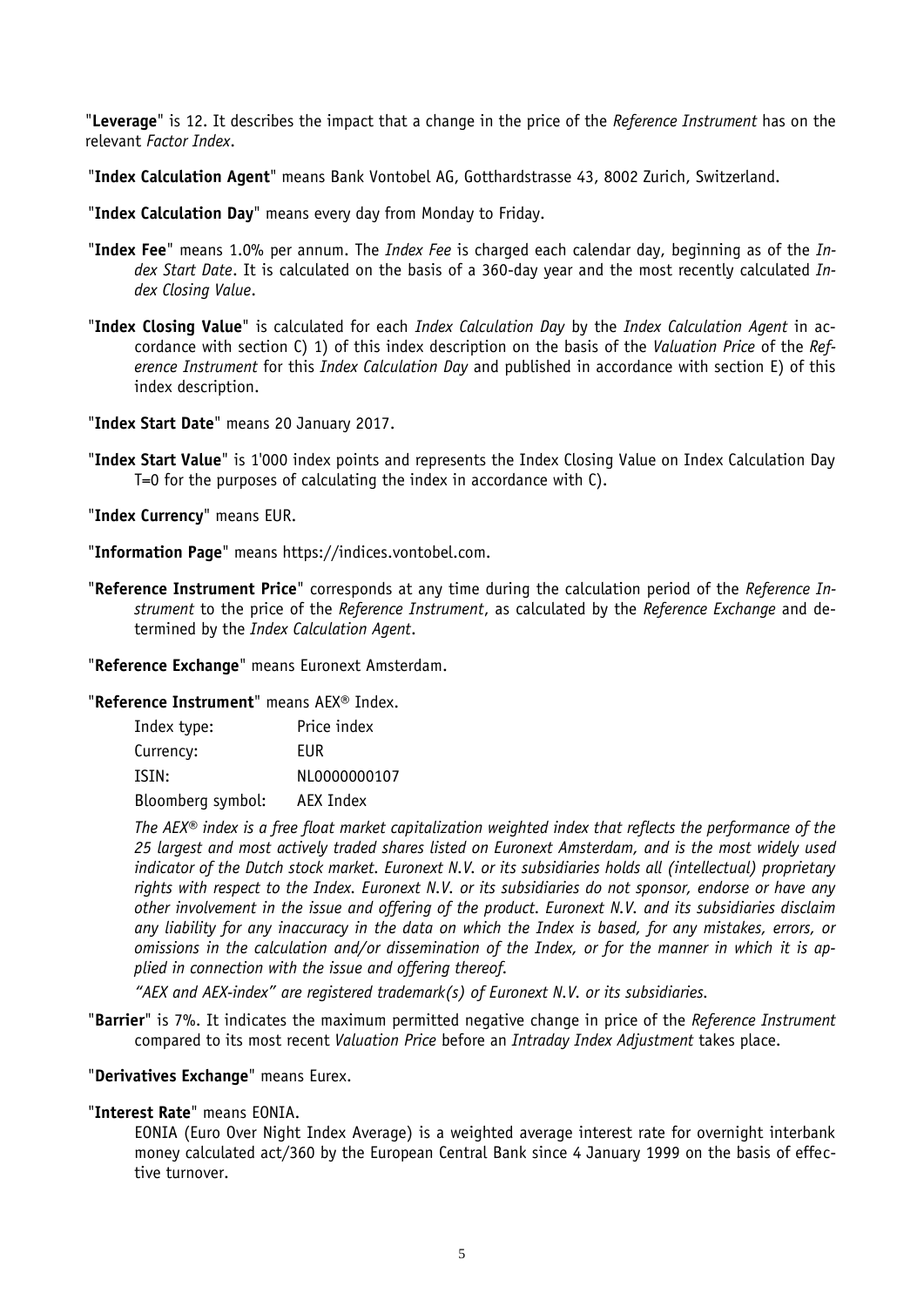"**Leverage**" is 12. It describes the impact that a change in the price of the *Reference Instrument* has on the relevant *Factor Index*.

"**Index Calculation Agent**" means Bank Vontobel AG, Gotthardstrasse 43, 8002 Zurich, Switzerland.

"**Index Calculation Day**" means every day from Monday to Friday.

"**Index Fee**" means 1.0% per annum. The *Index Fee* is charged each calendar day, beginning as of the *Index Start Date*. It is calculated on the basis of a 360-day year and the most recently calculated *Index Closing Value*.

"**Index Closing Value**" is calculated for each *Index Calculation Day* by the *Index Calculation Agent* in accordance with section C) 1) of this index description on the basis of the *Valuation Price* of the *Reference Instrument* for this *Index Calculation Day* and published in accordance with section E) of this index description.

"**Index Start Date**" means 20 January 2017.

"**Index Start Value**" is 1'000 index points and represents the Index Closing Value on Index Calculation Day T=0 for the purposes of calculating the index in accordance with C).

"**Index Currency**" means EUR.

"**Information Page**" means https://indices.vontobel.com.

"**Reference Instrument Price**" corresponds at any time during the calculation period of the *Reference Instrument* to the price of the *Reference Instrument*, as calculated by the *Reference Exchange* and determined by the *Index Calculation Agent*.

"**Reference Exchange**" means Euronext Amsterdam.

"**Reference Instrument**" means AEX® Index.

| | |
|---|---|
| Index type: | Price index |
| Currency: | EUR |
| ISIN: | NL0000000107 |
| Bloomberg symbol: | AEX Index |

*The AEX® index is a free float market capitalization weighted index that reflects the performance of the 25 largest and most actively traded shares listed on Euronext Amsterdam, and is the most widely used indicator of the Dutch stock market. Euronext N.V. or its subsidiaries holds all (intellectual) proprietary rights with respect to the Index. Euronext N.V. or its subsidiaries do not sponsor, endorse or have any other involvement in the issue and offering of the product. Euronext N.V. and its subsidiaries disclaim any liability for any inaccuracy in the data on which the Index is based, for any mistakes, errors, or omissions in the calculation and/or dissemination of the Index, or for the manner in which it is applied in connection with the issue and offering thereof.*

*"AEX and AEX-index" are registered trademark(s) of Euronext N.V. or its subsidiaries.*

"**Barrier**" is 7%. It indicates the maximum permitted negative change in price of the *Reference Instrument* compared to its most recent *Valuation Price* before an *Intraday Index Adjustment* takes place.

"**Derivatives Exchange**" means Eurex.

"**Interest Rate**" means EONIA.

EONIA (Euro Over Night Index Average) is a weighted average interest rate for overnight interbank money calculated act/360 by the European Central Bank since 4 January 1999 on the basis of effective turnover.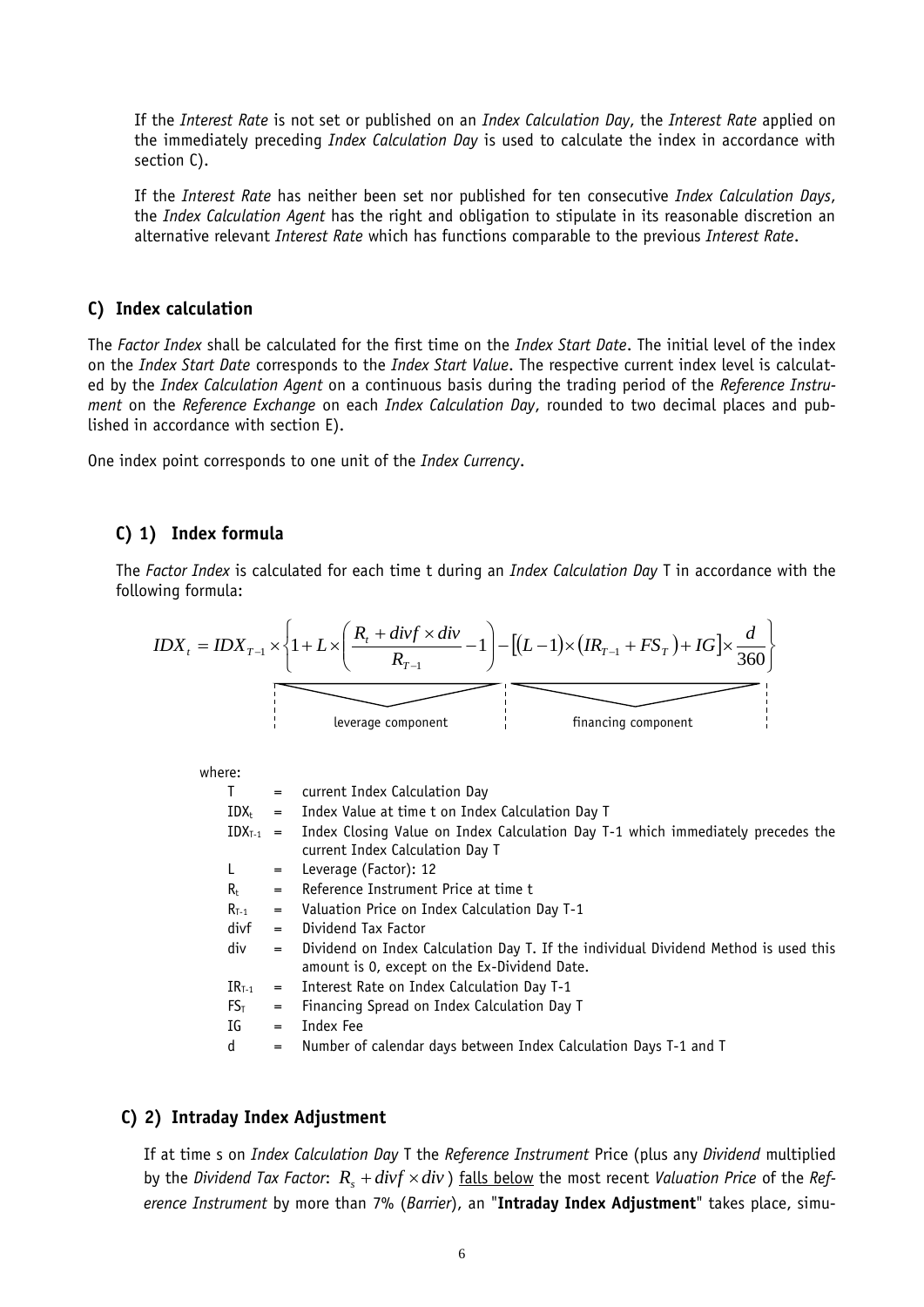If the *Interest Rate* is not set or published on an *Index Calculation Day*, the *Interest Rate* applied on the immediately preceding *Index Calculation Day* is used to calculate the index in accordance with section C).

If the *Interest Rate* has neither been set nor published for ten consecutive *Index Calculation Days*, the *Index Calculation Agent* has the right and obligation to stipulate in its reasonable discretion an alternative relevant *Interest Rate* which has functions comparable to the previous *Interest Rate*.

## C) Index calculation

The *Factor Index* shall be calculated for the first time on the *Index Start Date*. The initial level of the index on the *Index Start Date* corresponds to the *Index Start Value*. The respective current index level is calculated by the *Index Calculation Agent* on a continuous basis during the trading period of the *Reference Instrument* on the *Reference Exchange* on each *Index Calculation Day*, rounded to two decimal places and published in accordance with section E).

One index point corresponds to one unit of the *Index Currency*.

### C) 1) Index formula

The *Factor Index* is calculated for each time t during an *Index Calculation Day* T in accordance with the following formula:

$$IDX_t = IDX_{T-1} \times \left\{ \underbrace{1 + L \times \left( \frac{R_t + divf \times div}{R_{T-1}} - 1 \right)}_{\text{leverage component}} - \underbrace{\left[ (L-1) \times \left( IR_{T-1} + FS_T \right) + IG \right] \times \frac{d}{360}}_{\text{financing component}} \right\}$$

where:

| | | |
|---|---|---|
| T | = | current Index Calculation Day |
| $IDX_t$ | = | Index Value at time t on Index Calculation Day T |
| $IDX_{T-1}$ | = | Index Closing Value on Index Calculation Day T-1 which immediately precedes the current Index Calculation Day T |
| L | = | Leverage (Factor): 12 |
| $R_t$ | = | Reference Instrument Price at time t |
| $R_{T-1}$ | = | Valuation Price on Index Calculation Day T-1 |
| divf | = | Dividend Tax Factor |
| div | = | Dividend on Index Calculation Day T. If the individual Dividend Method is used this amount is 0, except on the Ex-Dividend Date. |
| $IR_{T-1}$ | = | Interest Rate on Index Calculation Day T-1 |
| $FS_T$ | = | Financing Spread on Index Calculation Day T |
| IG | = | Index Fee |
| d | = | Number of calendar days between Index Calculation Days T-1 and T |

### C) 2) Intraday Index Adjustment

If at time s on *Index Calculation Day* T the *Reference Instrument* Price (plus any *Dividend* multiplied by the *Dividend Tax Factor*: $R_s + divf \times div$) falls below the most recent *Valuation Price* of the *Reference Instrument* by more than 7% (*Barrier*), an "**Intraday Index Adjustment**" takes place, simu-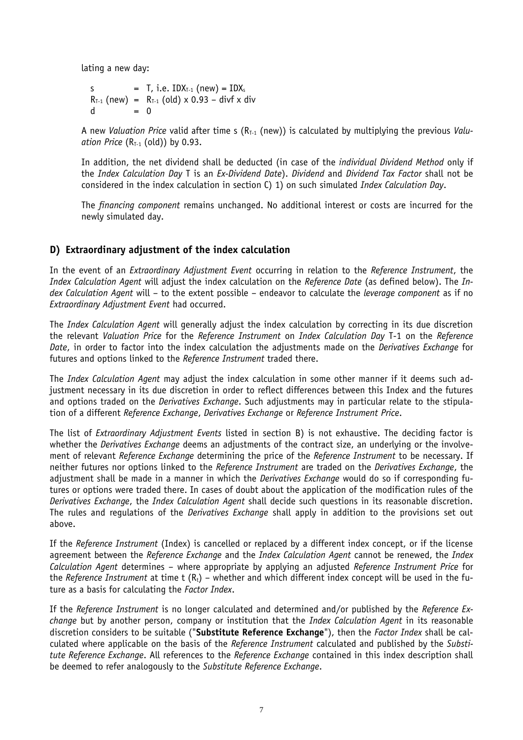lating a new day:

$$s = T, \text{ i.e. } IDX_{T-1}\text{ (new)} = IDX_s$$
$$R_{T-1}\text{ (new)} = R_{T-1}\text{ (old)} \times 0.93 - divf \times div$$
$$d = 0$$

A new *Valuation Price* valid after time s ($R_{T-1}$ (new)) is calculated by multiplying the previous *Valuation Price* ($R_{T-1}$ (old)) by 0.93.

In addition, the net dividend shall be deducted (in case of the *individual Dividend Method* only if the *Index Calculation Day* T is an *Ex-Dividend Date*). *Dividend* and *Dividend Tax Factor* shall not be considered in the index calculation in section C) 1) on such simulated *Index Calculation Day*.

The *financing component* remains unchanged. No additional interest or costs are incurred for the newly simulated day.

## D) Extraordinary adjustment of the index calculation

In the event of an *Extraordinary Adjustment Event* occurring in relation to the *Reference Instrument*, the *Index Calculation Agent* will adjust the index calculation on the *Reference Date* (as defined below). The *Index Calculation Agent* will – to the extent possible – endeavor to calculate the *leverage component* as if no *Extraordinary Adjustment Event* had occurred.

The *Index Calculation Agent* will generally adjust the index calculation by correcting in its due discretion the relevant *Valuation Price* for the *Reference Instrument* on *Index Calculation Day* T-1 on the *Reference Date*, in order to factor into the index calculation the adjustments made on the *Derivatives Exchange* for futures and options linked to the *Reference Instrument* traded there.

The *Index Calculation Agent* may adjust the index calculation in some other manner if it deems such adjustment necessary in its due discretion in order to reflect differences between this Index and the futures and options traded on the *Derivatives Exchange*. Such adjustments may in particular relate to the stipulation of a different *Reference Exchange*, *Derivatives Exchange* or *Reference Instrument Price*.

The list of *Extraordinary Adjustment Events* listed in section B) is not exhaustive. The deciding factor is whether the *Derivatives Exchange* deems an adjustments of the contract size, an underlying or the involvement of relevant *Reference Exchange* determining the price of the *Reference Instrument* to be necessary. If neither futures nor options linked to the *Reference Instrument* are traded on the *Derivatives Exchange*, the adjustment shall be made in a manner in which the *Derivatives Exchange* would do so if corresponding futures or options were traded there. In cases of doubt about the application of the modification rules of the *Derivatives Exchange*, the *Index Calculation Agent* shall decide such questions in its reasonable discretion. The rules and regulations of the *Derivatives Exchange* shall apply in addition to the provisions set out above.

If the *Reference Instrument* (Index) is cancelled or replaced by a different index concept, or if the license agreement between the *Reference Exchange* and the *Index Calculation Agent* cannot be renewed, the *Index Calculation Agent* determines – where appropriate by applying an adjusted *Reference Instrument Price* for the *Reference Instrument* at time t ($R_t$) – whether and which different index concept will be used in the future as a basis for calculating the *Factor Index*.

If the *Reference Instrument* is no longer calculated and determined and/or published by the *Reference Exchange* but by another person, company or institution that the *Index Calculation Agent* in its reasonable discretion considers to be suitable ("**Substitute Reference Exchange**"), then the *Factor Index* shall be calculated where applicable on the basis of the *Reference Instrument* calculated and published by the *Substitute Reference Exchange*. All references to the *Reference Exchange* contained in this index description shall be deemed to refer analogously to the *Substitute Reference Exchange*.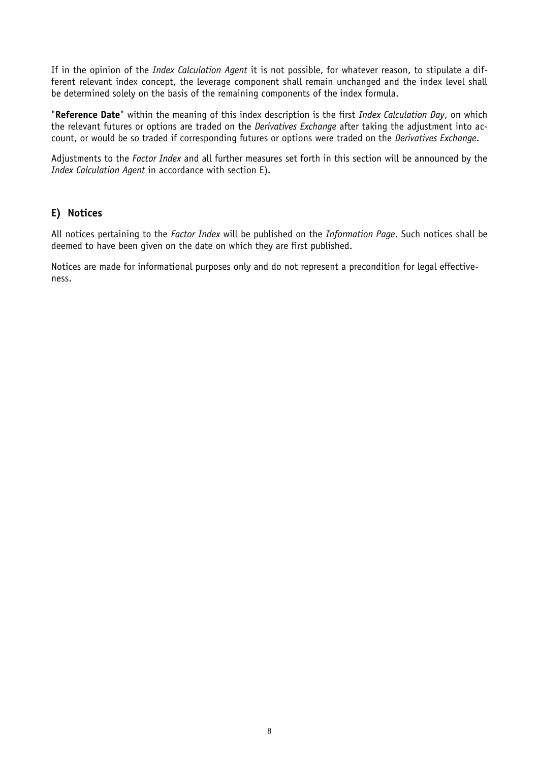If in the opinion of the *Index Calculation Agent* it is not possible, for whatever reason, to stipulate a different relevant index concept, the leverage component shall remain unchanged and the index level shall be determined solely on the basis of the remaining components of the index formula.

"**Reference Date**" within the meaning of this index description is the first *Index Calculation Day*, on which the relevant futures or options are traded on the *Derivatives Exchange* after taking the adjustment into account, or would be so traded if corresponding futures or options were traded on the *Derivatives Exchange*.

Adjustments to the *Factor Index* and all further measures set forth in this section will be announced by the *Index Calculation Agent* in accordance with section E).

## E) Notices

All notices pertaining to the *Factor Index* will be published on the *Information Page*. Such notices shall be deemed to have been given on the date on which they are first published.

Notices are made for informational purposes only and do not represent a precondition for legal effectiveness.